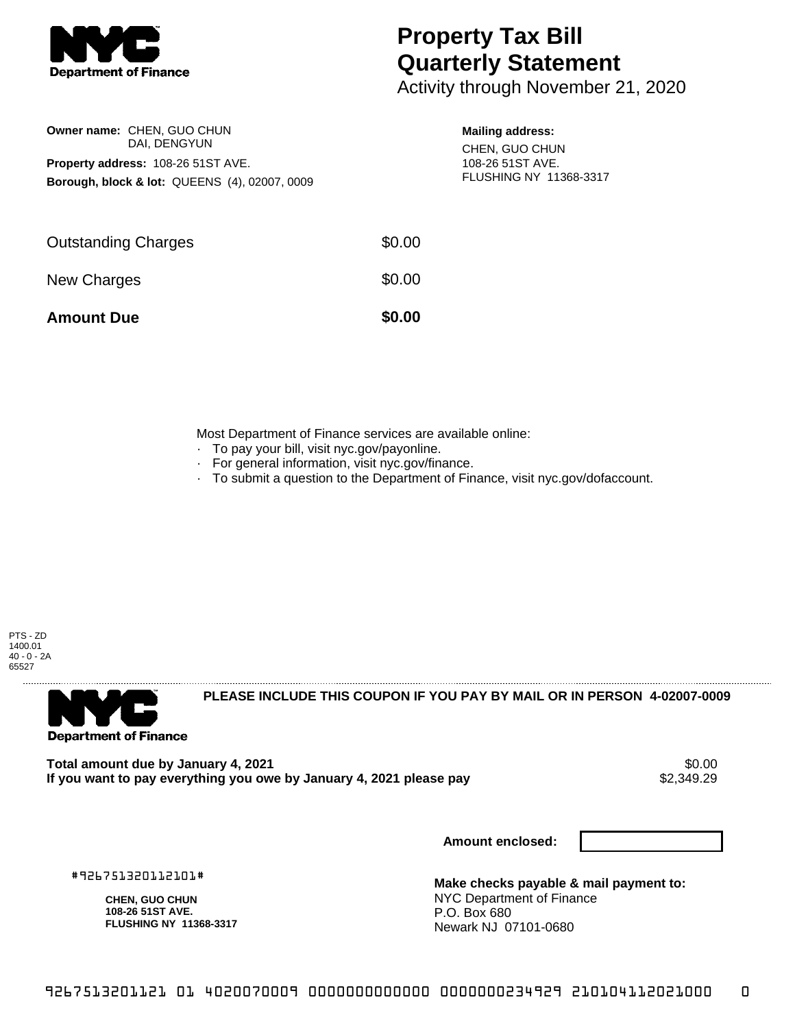# Property Tax Bill Quarterly Statement

Activity through November 21, 2020

**Owner name:** CHEN, GUO CHUN
DAI, DENGYUN

**Property address:** 108-26 51ST AVE.

**Borough, block & lot:** QUEENS (4), 02007, 0009

**Mailing address:**
CHEN, GUO CHUN
108-26 51ST AVE.
FLUSHING NY 11368-3317

| | |
|---|---|
| Outstanding Charges | $0.00 |
| New Charges | $0.00 |
| **Amount Due** | **$0.00** |

Most Department of Finance services are available online:

- To pay your bill, visit nyc.gov/payonline.
- For general information, visit nyc.gov/finance.
- To submit a question to the Department of Finance, visit nyc.gov/dofaccount.

PTS - ZD
1400.01
40 - 0 - 2A
65527

**PLEASE INCLUDE THIS COUPON IF YOU PAY BY MAIL OR IN PERSON 4-02007-0009**

| | |
|---|---|
| **Total amount due by January 4, 2021** | $0.00 |
| **If you want to pay everything you owe by January 4, 2021 please pay** | $2,349.29 |

**Amount enclosed:**

#926751320112101#

**CHEN, GUO CHUN**
**108-26 51ST AVE.**
**FLUSHING NY 11368-3317**

**Make checks payable & mail payment to:**
NYC Department of Finance
P.O. Box 680
Newark NJ 07101-0680

9267513201121 01 4020070009 0000000000000 0000000234929 210104112021000 0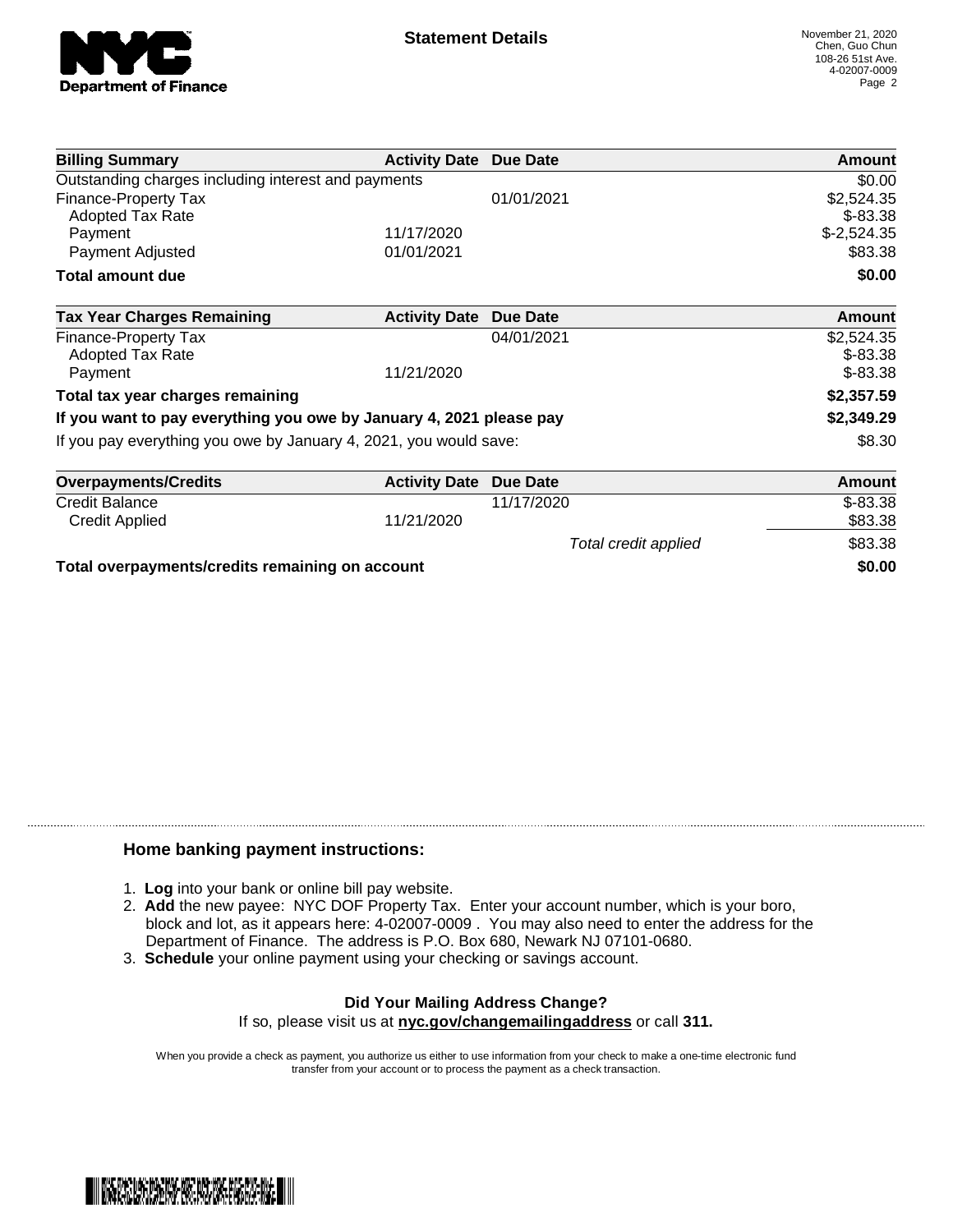# Statement Details

November 21, 2020
Chen, Guo Chun
108-26 51st Ave.
4-02007-0009
Page 2

| Billing Summary | Activity Date | Due Date | Amount |
|---|---|---|---|
| Outstanding charges including interest and payments | | | $0.00 |
| Finance-Property Tax | | 01/01/2021 | $2,524.35 |
| Adopted Tax Rate | | | $-83.38 |
| Payment | 11/17/2020 | | $-2,524.35 |
| Payment Adjusted | 01/01/2021 | | $83.38 |
| **Total amount due** | | | **$0.00** |

| Tax Year Charges Remaining | Activity Date | Due Date | Amount |
|---|---|---|---|
| Finance-Property Tax | | 04/01/2021 | $2,524.35 |
| Adopted Tax Rate | | | $-83.38 |
| Payment | 11/21/2020 | | $-83.38 |
| **Total tax year charges remaining** | | | **$2,357.59** |
| **If you want to pay everything you owe by January 4, 2021 please pay** | | | **$2,349.29** |
| If you pay everything you owe by January 4, 2021, you would save: | | | $8.30 |

| Overpayments/Credits | Activity Date | Due Date | Amount |
|---|---|---|---|
| Credit Balance | | 11/17/2020 | $-83.38 |
| Credit Applied | 11/21/2020 | | $83.38 |
| | | *Total credit applied* | $83.38 |
| **Total overpayments/credits remaining on account** | | | **$0.00** |

## Home banking payment instructions:

1. **Log** into your bank or online bill pay website.
2. **Add** the new payee: NYC DOF Property Tax. Enter your account number, which is your boro, block and lot, as it appears here: 4-02007-0009 . You may also need to enter the address for the Department of Finance. The address is P.O. Box 680, Newark NJ 07101-0680.
3. **Schedule** your online payment using your checking or savings account.

**Did Your Mailing Address Change?**

If so, please visit us at **nyc.gov/changemailingaddress** or call **311.**

When you provide a check as payment, you authorize us either to use information from your check to make a one-time electronic fund transfer from your account or to process the payment as a check transaction.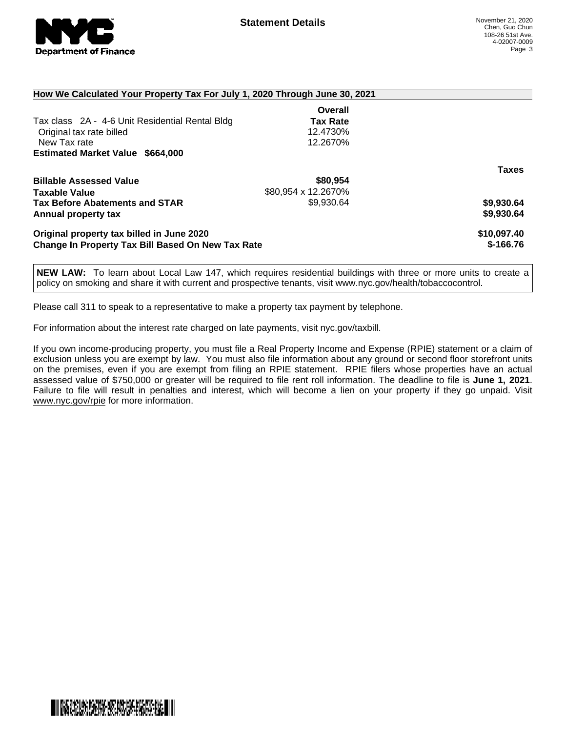## Statement Details

November 21, 2020
Chen, Guo Chun
108-26 51st Ave.
4-02007-0009

### How We Calculated Your Property Tax For July 1, 2020 Through June 30, 2021

| | Overall Tax Rate | Taxes |
|---|---|---|
| Tax class 2A - 4-6 Unit Residential Rental Bldg | | |
| Original tax rate billed | 12.4730% | |
| New Tax rate | 12.2670% | |
| **Estimated Market Value $664,000** | | |
| **Billable Assessed Value** | **$80,954** | |
| **Taxable Value** | $80,954 x 12.2670% | |
| **Tax Before Abatements and STAR** | $9,930.64 | **$9,930.64** |
| **Annual property tax** | | **$9,930.64** |
| **Original property tax billed in June 2020** | | **$10,097.40** |
| **Change In Property Tax Bill Based On New Tax Rate** | | **$-166.76** |

**NEW LAW:** To learn about Local Law 147, which requires residential buildings with three or more units to create a policy on smoking and share it with current and prospective tenants, visit www.nyc.gov/health/tobaccocontrol.

Please call 311 to speak to a representative to make a property tax payment by telephone.

For information about the interest rate charged on late payments, visit nyc.gov/taxbill.

If you own income-producing property, you must file a Real Property Income and Expense (RPIE) statement or a claim of exclusion unless you are exempt by law. You must also file information about any ground or second floor storefront units on the premises, even if you are exempt from filing an RPIE statement. RPIE filers whose properties have an actual assessed value of $750,000 or greater will be required to file rent roll information. The deadline to file is **June 1, 2021**. Failure to file will result in penalties and interest, which will become a lien on your property if they go unpaid. Visit www.nyc.gov/rpie for more information.